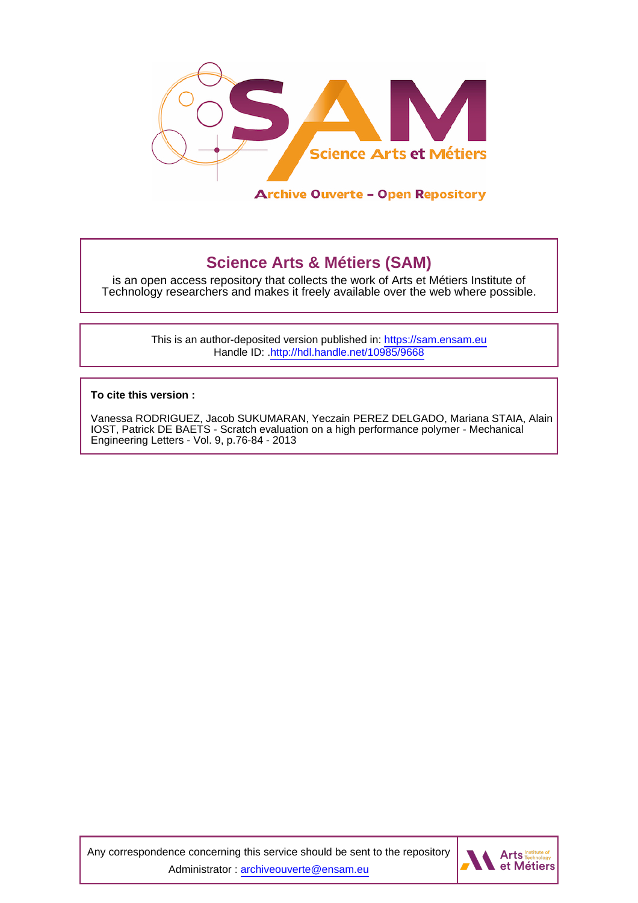# Science Arts & Métiers (SAM)

is an open access repository that collects the work of Arts et Métiers Institute of Technology researchers and makes it freely available over the web where possible.

This is an author-deposited version published in: https://sam.ensam.eu
Handle ID: .http://hdl.handle.net/10985/9668

**To cite this version :**

Vanessa RODRIGUEZ, Jacob SUKUMARAN, Yeczain PEREZ DELGADO, Mariana STAIA, Alain IOST, Patrick DE BAETS - Scratch evaluation on a high performance polymer - Mechanical Engineering Letters - Vol. 9, p.76-84 - 2013

Any correspondence concerning this service should be sent to the repository Administrator : archiveouverte@ensam.eu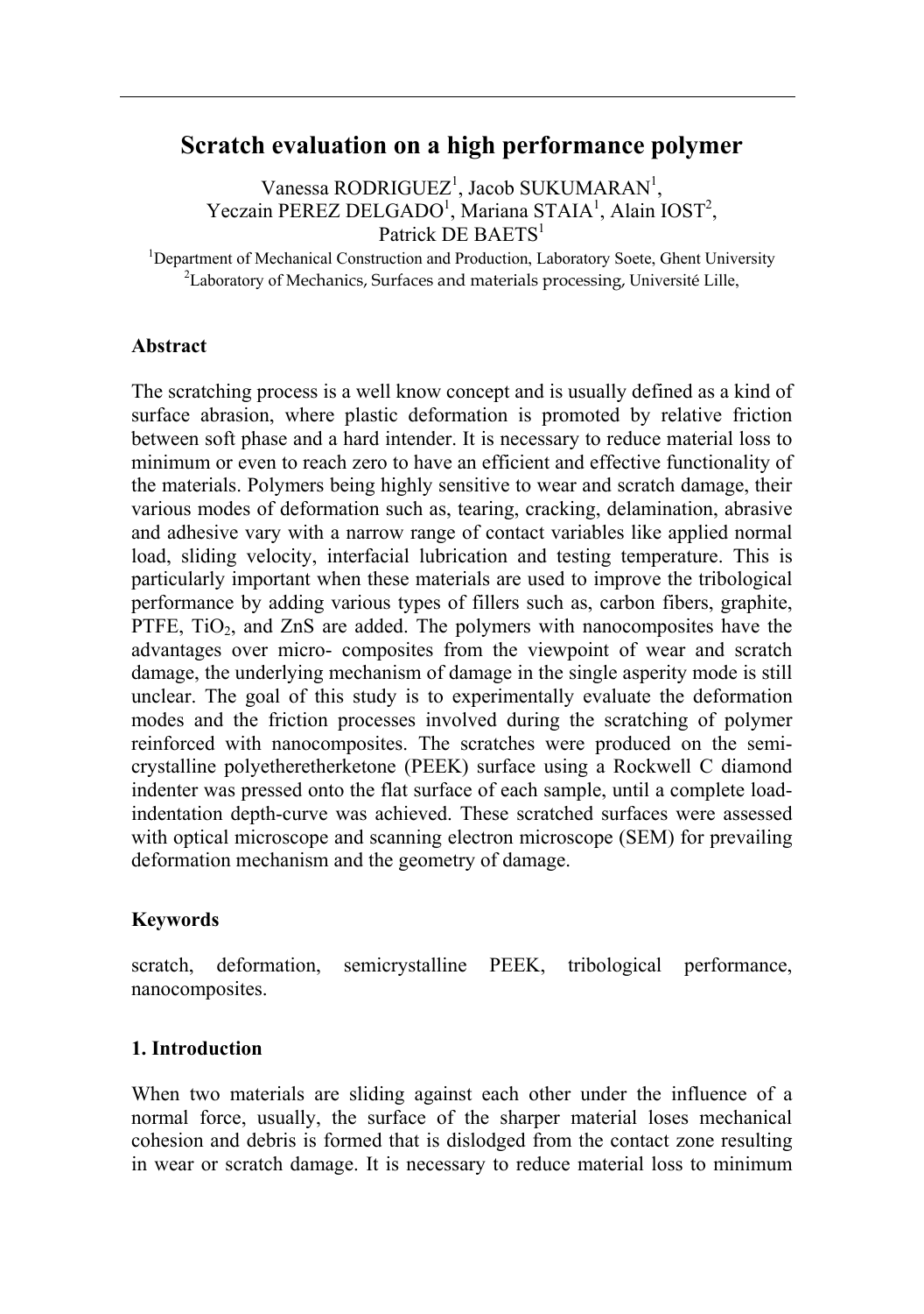# Scratch evaluation on a high performance polymer

Vanessa RODRIGUEZ[1], Jacob SUKUMARAN[1], Yeczain PEREZ DELGADO[1], Mariana STAIA[1], Alain IOST[2], Patrick DE BAETS[1]

[1]Department of Mechanical Construction and Production, Laboratory Soete, Ghent University
[2]Laboratory of Mechanics, Surfaces and materials processing, Université Lille,

## Abstract

The scratching process is a well know concept and is usually defined as a kind of surface abrasion, where plastic deformation is promoted by relative friction between soft phase and a hard intender. It is necessary to reduce material loss to minimum or even to reach zero to have an efficient and effective functionality of the materials. Polymers being highly sensitive to wear and scratch damage, their various modes of deformation such as, tearing, cracking, delamination, abrasive and adhesive vary with a narrow range of contact variables like applied normal load, sliding velocity, interfacial lubrication and testing temperature. This is particularly important when these materials are used to improve the tribological performance by adding various types of fillers such as, carbon fibers, graphite, PTFE, $TiO_2$, and ZnS are added. The polymers with nanocomposites have the advantages over micro- composites from the viewpoint of wear and scratch damage, the underlying mechanism of damage in the single asperity mode is still unclear. The goal of this study is to experimentally evaluate the deformation modes and the friction processes involved during the scratching of polymer reinforced with nanocomposites. The scratches were produced on the semi-crystalline polyetheretherketone (PEEK) surface using a Rockwell C diamond indenter was pressed onto the flat surface of each sample, until a complete load-indentation depth-curve was achieved. These scratched surfaces were assessed with optical microscope and scanning electron microscope (SEM) for prevailing deformation mechanism and the geometry of damage.

## Keywords

scratch, deformation, semicrystalline PEEK, tribological performance, nanocomposites.

## 1. Introduction

When two materials are sliding against each other under the influence of a normal force, usually, the surface of the sharper material loses mechanical cohesion and debris is formed that is dislodged from the contact zone resulting in wear or scratch damage. It is necessary to reduce material loss to minimum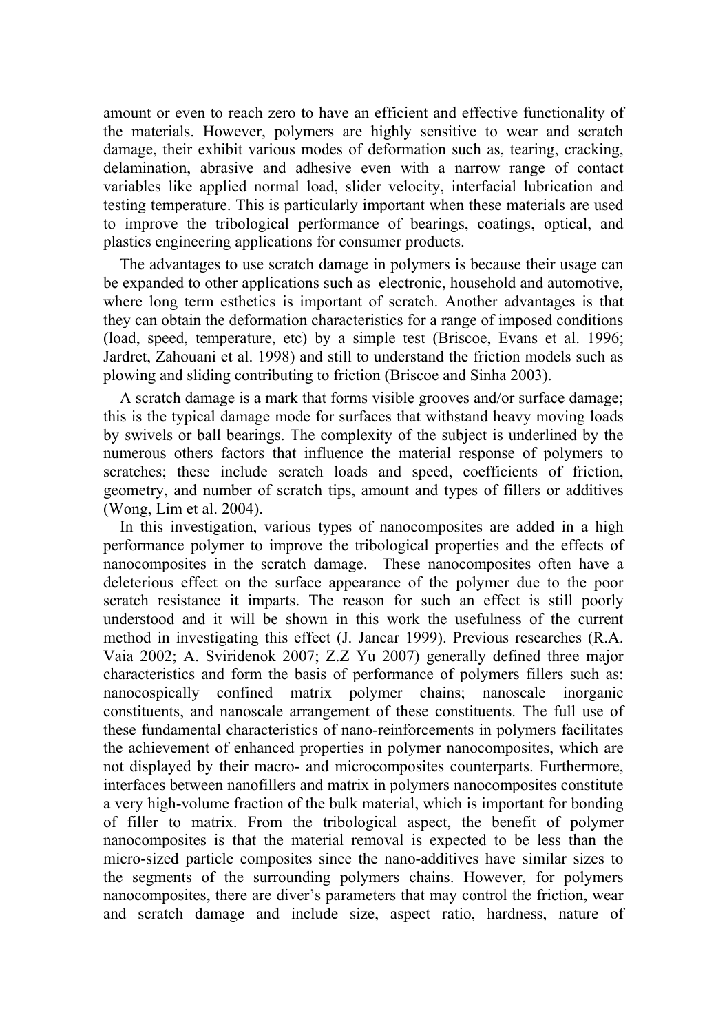amount or even to reach zero to have an efficient and effective functionality of the materials. However, polymers are highly sensitive to wear and scratch damage, their exhibit various modes of deformation such as, tearing, cracking, delamination, abrasive and adhesive even with a narrow range of contact variables like applied normal load, slider velocity, interfacial lubrication and testing temperature. This is particularly important when these materials are used to improve the tribological performance of bearings, coatings, optical, and plastics engineering applications for consumer products.

The advantages to use scratch damage in polymers is because their usage can be expanded to other applications such as electronic, household and automotive, where long term esthetics is important of scratch. Another advantages is that they can obtain the deformation characteristics for a range of imposed conditions (load, speed, temperature, etc) by a simple test (Briscoe, Evans et al. 1996; Jardret, Zahouani et al. 1998) and still to understand the friction models such as plowing and sliding contributing to friction (Briscoe and Sinha 2003).

A scratch damage is a mark that forms visible grooves and/or surface damage; this is the typical damage mode for surfaces that withstand heavy moving loads by swivels or ball bearings. The complexity of the subject is underlined by the numerous others factors that influence the material response of polymers to scratches; these include scratch loads and speed, coefficients of friction, geometry, and number of scratch tips, amount and types of fillers or additives (Wong, Lim et al. 2004).

In this investigation, various types of nanocomposites are added in a high performance polymer to improve the tribological properties and the effects of nanocomposites in the scratch damage. These nanocomposites often have a deleterious effect on the surface appearance of the polymer due to the poor scratch resistance it imparts. The reason for such an effect is still poorly understood and it will be shown in this work the usefulness of the current method in investigating this effect (J. Jancar 1999). Previous researches (R.A. Vaia 2002; A. Sviridenok 2007; Z.Z Yu 2007) generally defined three major characteristics and form the basis of performance of polymers fillers such as: nanocospically confined matrix polymer chains; nanoscale inorganic constituents, and nanoscale arrangement of these constituents. The full use of these fundamental characteristics of nano-reinforcements in polymers facilitates the achievement of enhanced properties in polymer nanocomposites, which are not displayed by their macro- and microcomposites counterparts. Furthermore, interfaces between nanofillers and matrix in polymers nanocomposites constitute a very high-volume fraction of the bulk material, which is important for bonding of filler to matrix. From the tribological aspect, the benefit of polymer nanocomposites is that the material removal is expected to be less than the micro-sized particle composites since the nano-additives have similar sizes to the segments of the surrounding polymers chains. However, for polymers nanocomposites, there are diver's parameters that may control the friction, wear and scratch damage and include size, aspect ratio, hardness, nature of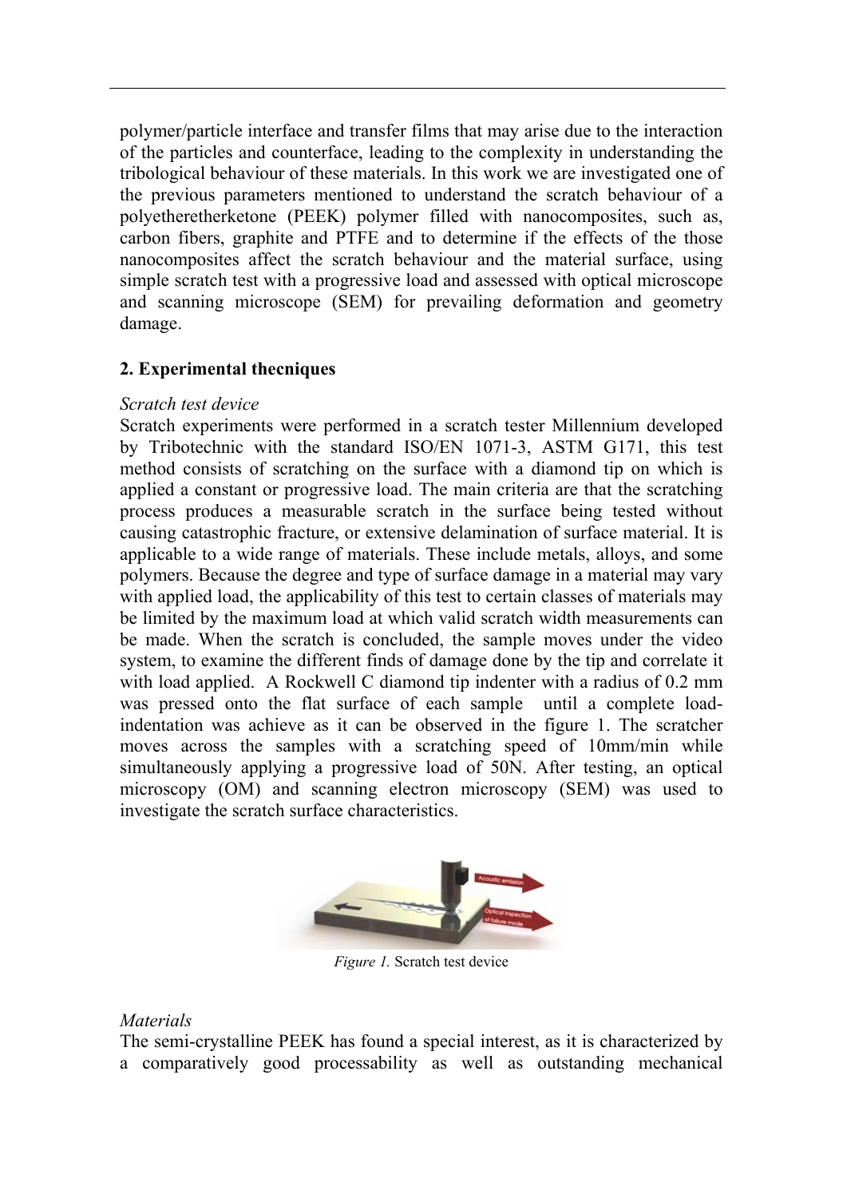polymer/particle interface and transfer films that may arise due to the interaction of the particles and counterface, leading to the complexity in understanding the tribological behaviour of these materials. In this work we are investigated one of the previous parameters mentioned to understand the scratch behaviour of a polyetheretherketone (PEEK) polymer filled with nanocomposites, such as, carbon fibers, graphite and PTFE and to determine if the effects of the those nanocomposites affect the scratch behaviour and the material surface, using simple scratch test with a progressive load and assessed with optical microscope and scanning microscope (SEM) for prevailing deformation and geometry damage.

## 2. Experimental thecniques

*Scratch test device*

Scratch experiments were performed in a scratch tester Millennium developed by Tribotechnic with the standard ISO/EN 1071-3, ASTM G171, this test method consists of scratching on the surface with a diamond tip on which is applied a constant or progressive load. The main criteria are that the scratching process produces a measurable scratch in the surface being tested without causing catastrophic fracture, or extensive delamination of surface material. It is applicable to a wide range of materials. These include metals, alloys, and some polymers. Because the degree and type of surface damage in a material may vary with applied load, the applicability of this test to certain classes of materials may be limited by the maximum load at which valid scratch width measurements can be made. When the scratch is concluded, the sample moves under the video system, to examine the different finds of damage done by the tip and correlate it with load applied. A Rockwell C diamond tip indenter with a radius of 0.2 mm was pressed onto the flat surface of each sample until a complete load-indentation was achieve as it can be observed in the figure 1. The scratcher moves across the samples with a scratching speed of 10mm/min while simultaneously applying a progressive load of 50N. After testing, an optical microscopy (OM) and scanning electron microscopy (SEM) was used to investigate the scratch surface characteristics.

*Figure 1.* Scratch test device

*Materials*

The semi-crystalline PEEK has found a special interest, as it is characterized by a comparatively good processability as well as outstanding mechanical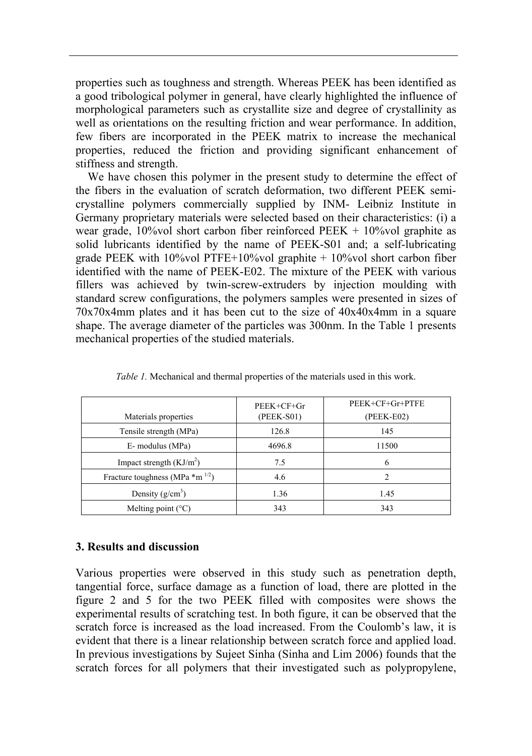properties such as toughness and strength. Whereas PEEK has been identified as a good tribological polymer in general, have clearly highlighted the influence of morphological parameters such as crystallite size and degree of crystallinity as well as orientations on the resulting friction and wear performance. In addition, few fibers are incorporated in the PEEK matrix to increase the mechanical properties, reduced the friction and providing significant enhancement of stiffness and strength.

We have chosen this polymer in the present study to determine the effect of the fibers in the evaluation of scratch deformation, two different PEEK semi-crystalline polymers commercially supplied by INM- Leibniz Institute in Germany proprietary materials were selected based on their characteristics: (i) a wear grade, 10%vol short carbon fiber reinforced PEEK + 10%vol graphite as solid lubricants identified by the name of PEEK-S01 and; a self-lubricating grade PEEK with 10%vol PTFE+10%vol graphite + 10%vol short carbon fiber identified with the name of PEEK-E02. The mixture of the PEEK with various fillers was achieved by twin-screw-extruders by injection moulding with standard screw configurations, the polymers samples were presented in sizes of 70x70x4mm plates and it has been cut to the size of 40x40x4mm in a square shape. The average diameter of the particles was 300nm. In the Table 1 presents mechanical properties of the studied materials.

*Table 1.* Mechanical and thermal properties of the materials used in this work.

| Materials properties | PEEK+CF+Gr (PEEK-S01) | PEEK+CF+Gr+PTFE (PEEK-E02) |
|---|---|---|
| Tensile strength (MPa) | 126.8 | 145 |
| E- modulus (MPa) | 4696.8 | 11500 |
| Impact strength ($KJ/m^2$) | 7.5 | 6 |
| Fracture toughness (MPa *$m^{1/2}$) | 4.6 | 2 |
| Density ($g/cm^3$) | 1.36 | 1.45 |
| Melting point (°C) | 343 | 343 |

## 3. Results and discussion

Various properties were observed in this study such as penetration depth, tangential force, surface damage as a function of load, there are plotted in the figure 2 and 5 for the two PEEK filled with composites were shows the experimental results of scratching test. In both figure, it can be observed that the scratch force is increased as the load increased. From the Coulomb's law, it is evident that there is a linear relationship between scratch force and applied load. In previous investigations by Sujeet Sinha (Sinha and Lim 2006) founds that the scratch forces for all polymers that their investigated such as polypropylene,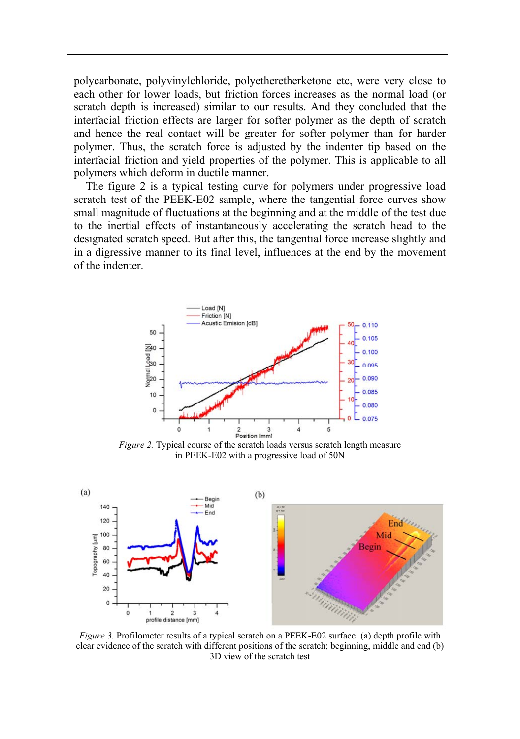polycarbonate, polyvinylchloride, polyetheretherketone etc, were very close to each other for lower loads, but friction forces increases as the normal load (or scratch depth is increased) similar to our results. And they concluded that the interfacial friction effects are larger for softer polymer as the depth of scratch and hence the real contact will be greater for softer polymer than for harder polymer. Thus, the scratch force is adjusted by the indenter tip based on the interfacial friction and yield properties of the polymer. This is applicable to all polymers which deform in ductile manner.

The figure 2 is a typical testing curve for polymers under progressive load scratch test of the PEEK-E02 sample, where the tangential force curves show small magnitude of fluctuations at the beginning and at the middle of the test due to the inertial effects of instantaneously accelerating the scratch head to the designated scratch speed. But after this, the tangential force increase slightly and in a digressive manner to its final level, influences at the end by the movement of the indenter.

*Figure 2.* Typical course of the scratch loads versus scratch length measure in PEEK-E02 with a progressive load of 50N

*Figure 3.* Profilometer results of a typical scratch on a PEEK-E02 surface: (a) depth profile with clear evidence of the scratch with different positions of the scratch; beginning, middle and end (b) 3D view of the scratch test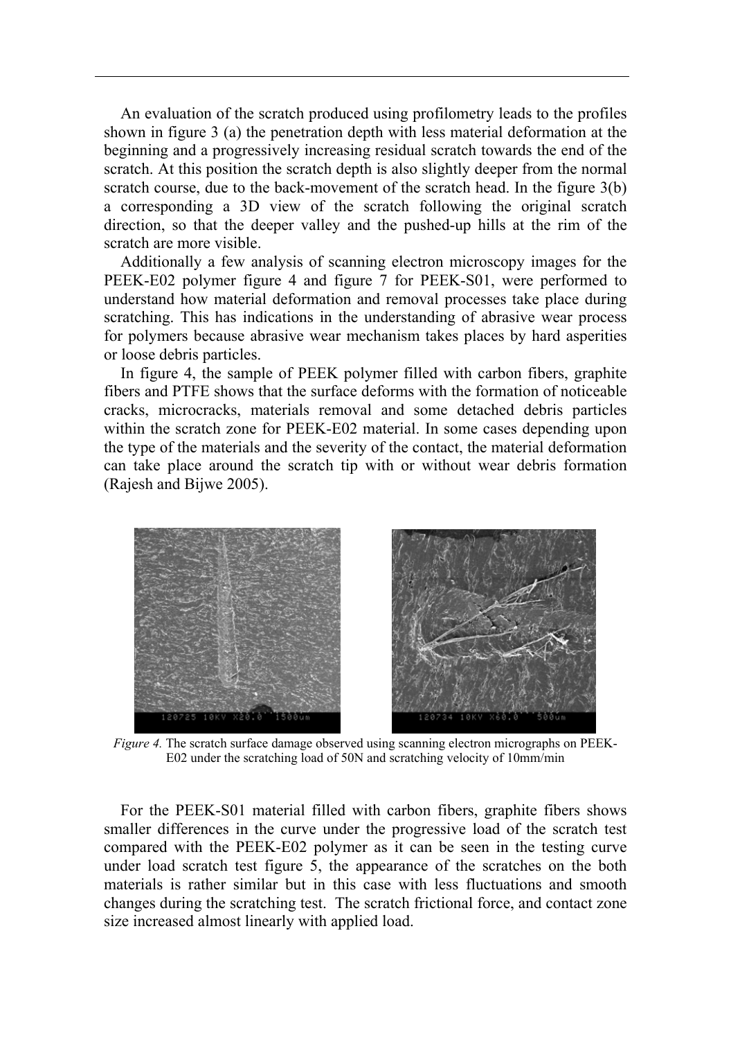An evaluation of the scratch produced using profilometry leads to the profiles shown in figure 3 (a) the penetration depth with less material deformation at the beginning and a progressively increasing residual scratch towards the end of the scratch. At this position the scratch depth is also slightly deeper from the normal scratch course, due to the back-movement of the scratch head. In the figure 3(b) a corresponding a 3D view of the scratch following the original scratch direction, so that the deeper valley and the pushed-up hills at the rim of the scratch are more visible.

Additionally a few analysis of scanning electron microscopy images for the PEEK-E02 polymer figure 4 and figure 7 for PEEK-S01, were performed to understand how material deformation and removal processes take place during scratching. This has indications in the understanding of abrasive wear process for polymers because abrasive wear mechanism takes places by hard asperities or loose debris particles.

In figure 4, the sample of PEEK polymer filled with carbon fibers, graphite fibers and PTFE shows that the surface deforms with the formation of noticeable cracks, microcracks, materials removal and some detached debris particles within the scratch zone for PEEK-E02 material. In some cases depending upon the type of the materials and the severity of the contact, the material deformation can take place around the scratch tip with or without wear debris formation (Rajesh and Bijwe 2005).

*Figure 4.* The scratch surface damage observed using scanning electron micrographs on PEEK-E02 under the scratching load of 50N and scratching velocity of 10mm/min

For the PEEK-S01 material filled with carbon fibers, graphite fibers shows smaller differences in the curve under the progressive load of the scratch test compared with the PEEK-E02 polymer as it can be seen in the testing curve under load scratch test figure 5, the appearance of the scratches on the both materials is rather similar but in this case with less fluctuations and smooth changes during the scratching test. The scratch frictional force, and contact zone size increased almost linearly with applied load.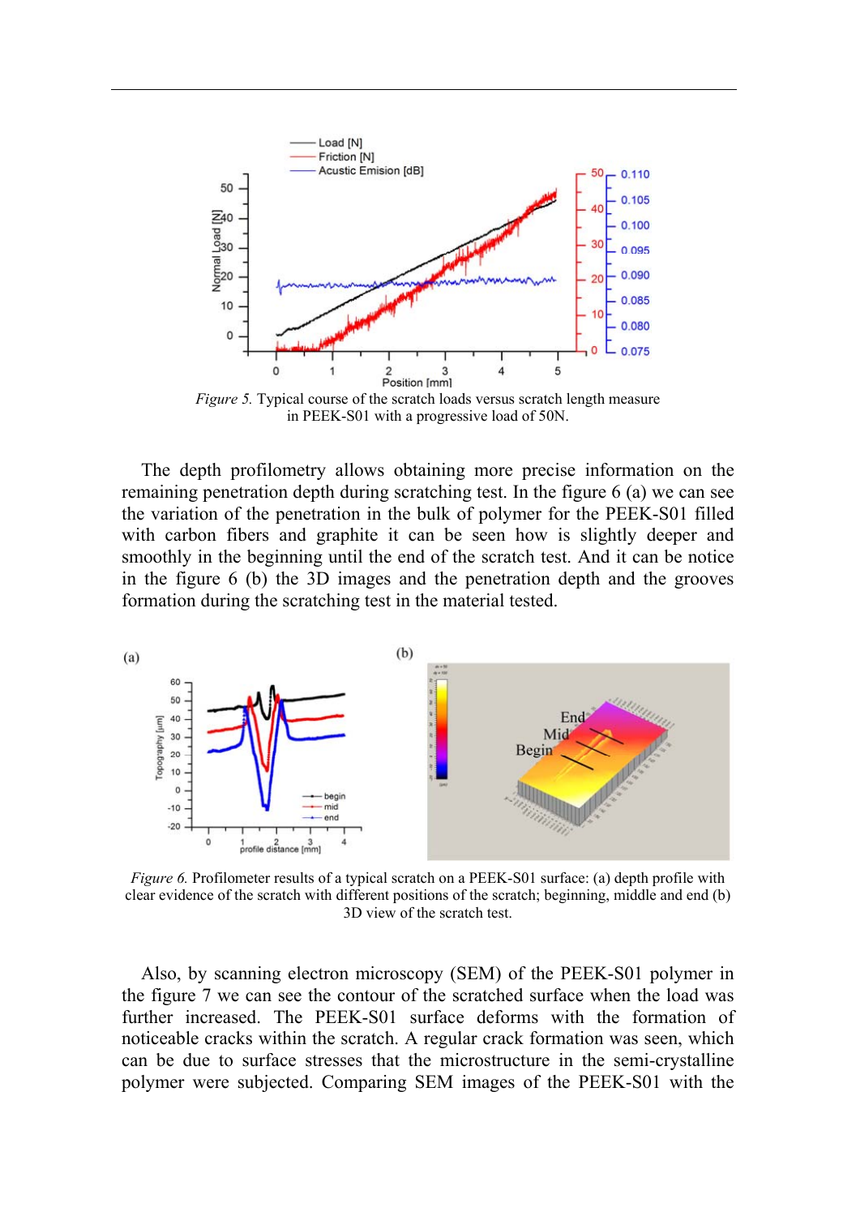*Figure 5.* Typical course of the scratch loads versus scratch length measure in PEEK-S01 with a progressive load of 50N.

The depth profilometry allows obtaining more precise information on the remaining penetration depth during scratching test. In the figure 6 (a) we can see the variation of the penetration in the bulk of polymer for the PEEK-S01 filled with carbon fibers and graphite it can be seen how is slightly deeper and smoothly in the beginning until the end of the scratch test. And it can be notice in the figure 6 (b) the 3D images and the penetration depth and the grooves formation during the scratching test in the material tested.

*Figure 6.* Profilometer results of a typical scratch on a PEEK-S01 surface: (a) depth profile with clear evidence of the scratch with different positions of the scratch; beginning, middle and end (b) 3D view of the scratch test.

Also, by scanning electron microscopy (SEM) of the PEEK-S01 polymer in the figure 7 we can see the contour of the scratched surface when the load was further increased. The PEEK-S01 surface deforms with the formation of noticeable cracks within the scratch. A regular crack formation was seen, which can be due to surface stresses that the microstructure in the semi-crystalline polymer were subjected. Comparing SEM images of the PEEK-S01 with the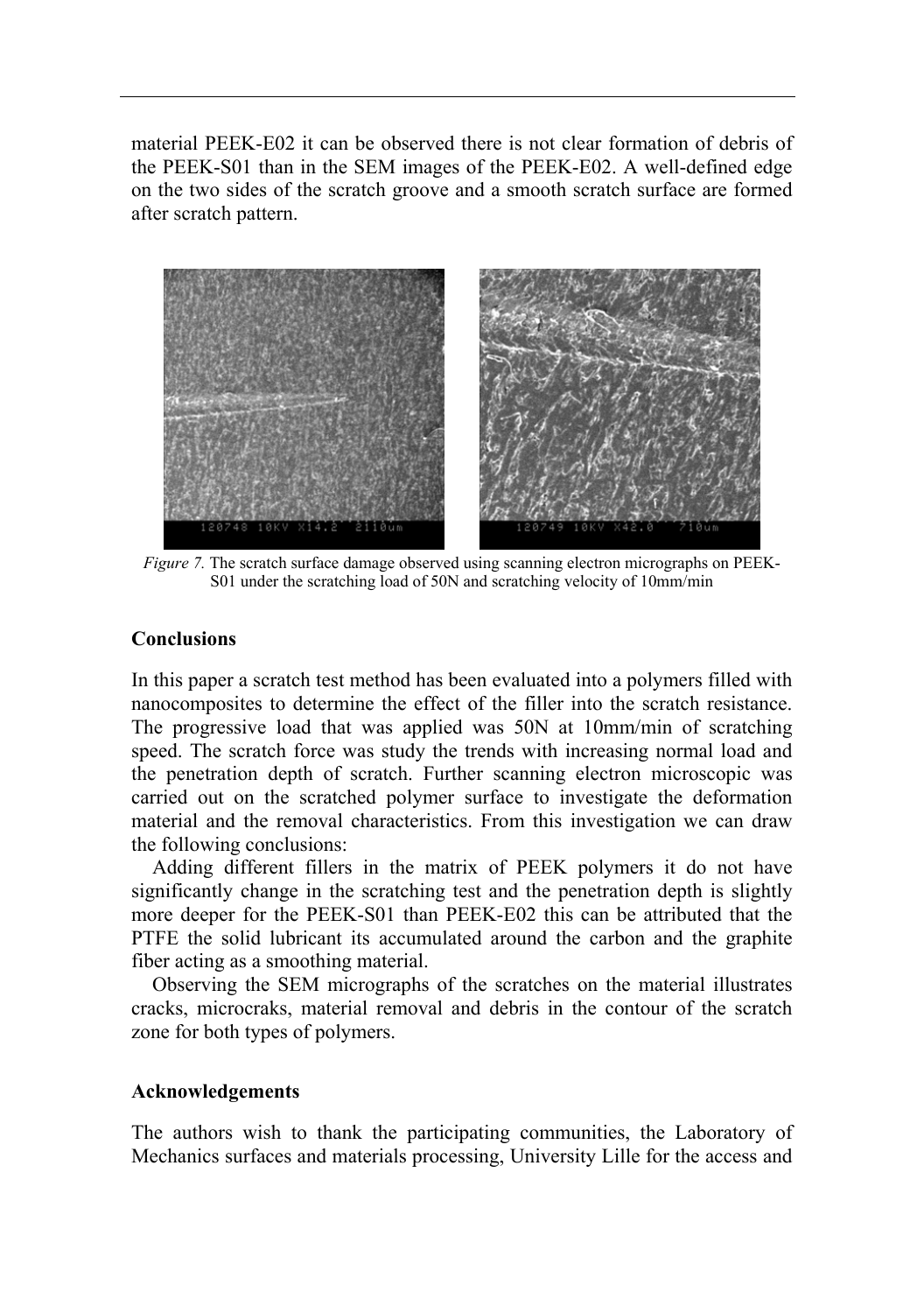material PEEK-E02 it can be observed there is not clear formation of debris of the PEEK-S01 than in the SEM images of the PEEK-E02. A well-defined edge on the two sides of the scratch groove and a smooth scratch surface are formed after scratch pattern.

*Figure 7.* The scratch surface damage observed using scanning electron micrographs on PEEK-S01 under the scratching load of 50N and scratching velocity of 10mm/min

### Conclusions

In this paper a scratch test method has been evaluated into a polymers filled with nanocomposites to determine the effect of the filler into the scratch resistance. The progressive load that was applied was 50N at 10mm/min of scratching speed. The scratch force was study the trends with increasing normal load and the penetration depth of scratch. Further scanning electron microscopic was carried out on the scratched polymer surface to investigate the deformation material and the removal characteristics. From this investigation we can draw the following conclusions:

Adding different fillers in the matrix of PEEK polymers it do not have significantly change in the scratching test and the penetration depth is slightly more deeper for the PEEK-S01 than PEEK-E02 this can be attributed that the PTFE the solid lubricant its accumulated around the carbon and the graphite fiber acting as a smoothing material.

Observing the SEM micrographs of the scratches on the material illustrates cracks, microcraks, material removal and debris in the contour of the scratch zone for both types of polymers.

### Acknowledgements

The authors wish to thank the participating communities, the Laboratory of Mechanics surfaces and materials processing, University Lille for the access and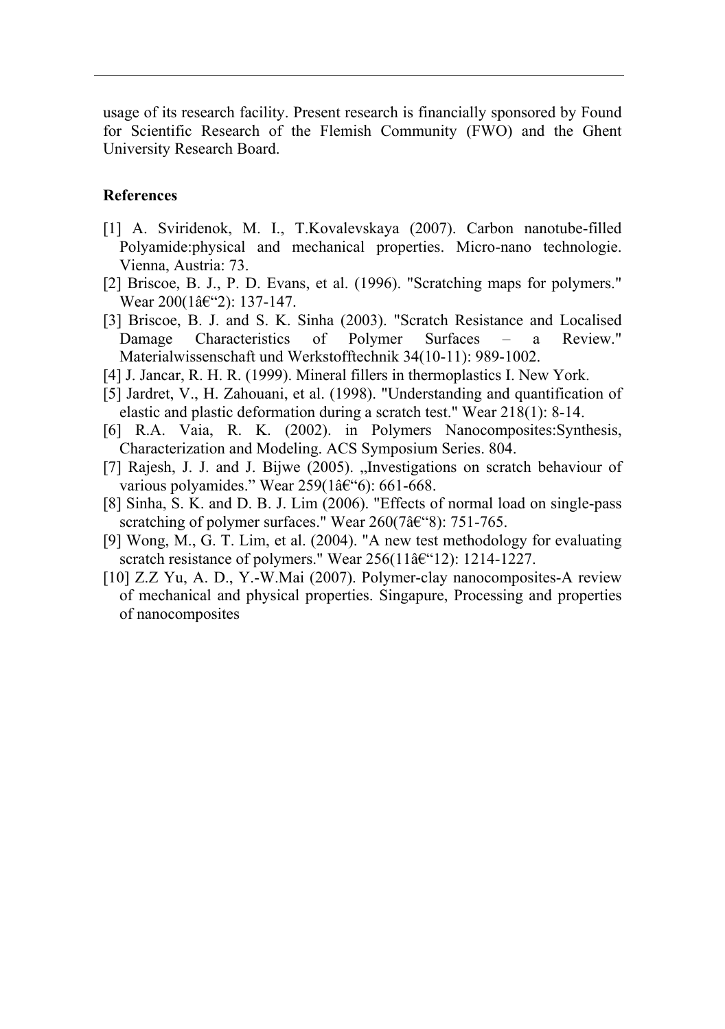usage of its research facility. Present research is financially sponsored by Found for Scientific Research of the Flemish Community (FWO) and the Ghent University Research Board.

## References

[1] A. Sviridenok, M. I., T.Kovalevskaya (2007). Carbon nanotube-filled Polyamide:physical and mechanical properties. Micro-nano technologie. Vienna, Austria: 73.

[2] Briscoe, B. J., P. D. Evans, et al. (1996). "Scratching maps for polymers." Wear 200(1â€"2): 137-147.

[3] Briscoe, B. J. and S. K. Sinha (2003). "Scratch Resistance and Localised Damage Characteristics of Polymer Surfaces – a Review." Materialwissenschaft und Werkstofftechnik 34(10-11): 989-1002.

[4] J. Jancar, R. H. R. (1999). Mineral fillers in thermoplastics I. New York.

[5] Jardret, V., H. Zahouani, et al. (1998). "Understanding and quantification of elastic and plastic deformation during a scratch test." Wear 218(1): 8-14.

[6] R.A. Vaia, R. K. (2002). in Polymers Nanocomposites:Synthesis, Characterization and Modeling. ACS Symposium Series. 804.

[7] Rajesh, J. J. and J. Bijwe (2005). „Investigations on scratch behaviour of various polyamides." Wear 259(1â€"6): 661-668.

[8] Sinha, S. K. and D. B. J. Lim (2006). "Effects of normal load on single-pass scratching of polymer surfaces." Wear 260(7â€"8): 751-765.

[9] Wong, M., G. T. Lim, et al. (2004). "A new test methodology for evaluating scratch resistance of polymers." Wear 256(11â€"12): 1214-1227.

[10] Z.Z Yu, A. D., Y.-W.Mai (2007). Polymer-clay nanocomposites-A review of mechanical and physical properties. Singapure, Processing and properties of nanocomposites